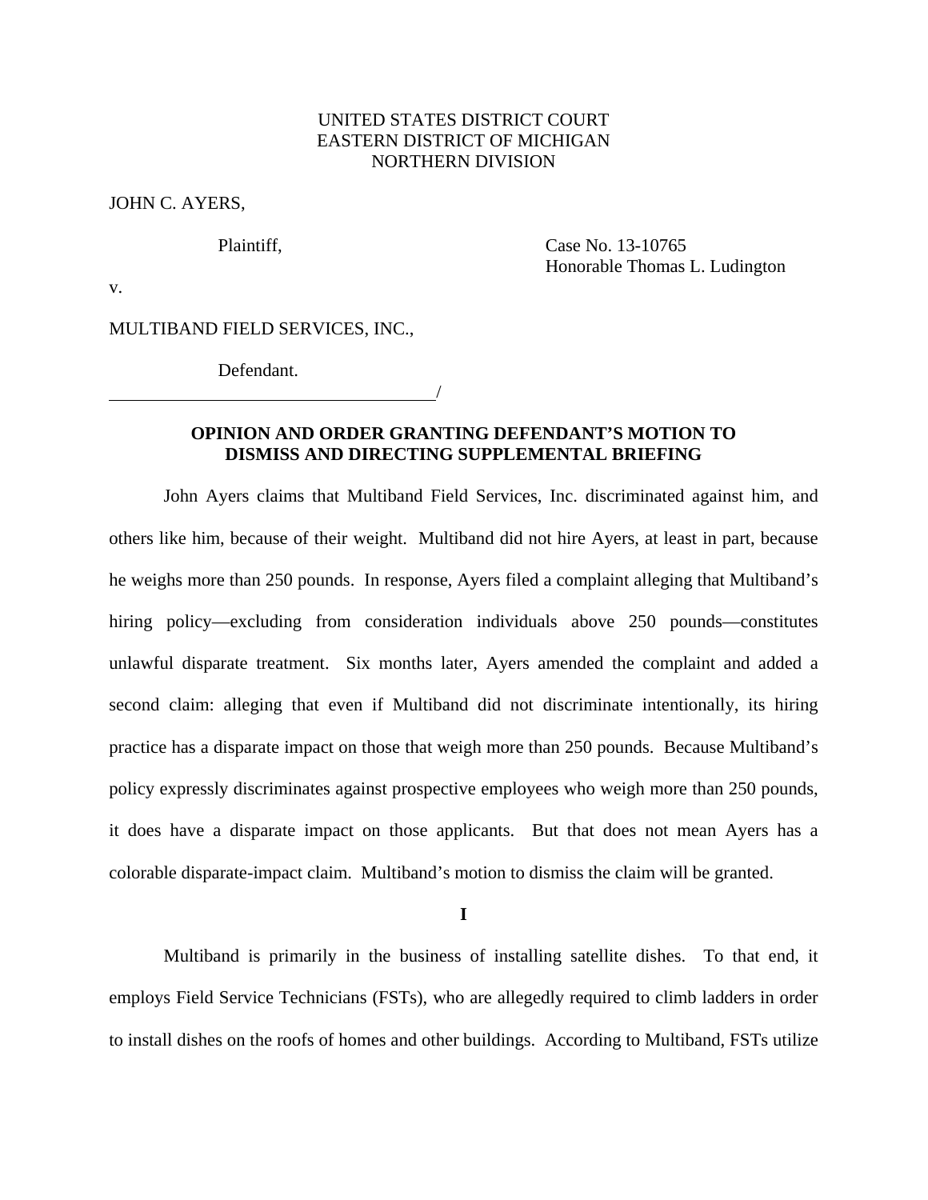UNITED STATES DISTRICT COURT
EASTERN DISTRICT OF MICHIGAN
NORTHERN DIVISION

JOHN C. AYERS,

Plaintiff, Case No. 13-10765
Honorable Thomas L. Ludington

v.

MULTIBAND FIELD SERVICES, INC.,

Defendant.

_______________________________________/

**OPINION AND ORDER GRANTING DEFENDANT'S MOTION TO DISMISS AND DIRECTING SUPPLEMENTAL BRIEFING**

John Ayers claims that Multiband Field Services, Inc. discriminated against him, and others like him, because of their weight. Multiband did not hire Ayers, at least in part, because he weighs more than 250 pounds. In response, Ayers filed a complaint alleging that Multiband's hiring policy—excluding from consideration individuals above 250 pounds—constitutes unlawful disparate treatment. Six months later, Ayers amended the complaint and added a second claim: alleging that even if Multiband did not discriminate intentionally, its hiring practice has a disparate impact on those that weigh more than 250 pounds. Because Multiband's policy expressly discriminates against prospective employees who weigh more than 250 pounds, it does have a disparate impact on those applicants. But that does not mean Ayers has a colorable disparate-impact claim. Multiband's motion to dismiss the claim will be granted.

**I**

Multiband is primarily in the business of installing satellite dishes. To that end, it employs Field Service Technicians (FSTs), who are allegedly required to climb ladders in order to install dishes on the roofs of homes and other buildings. According to Multiband, FSTs utilize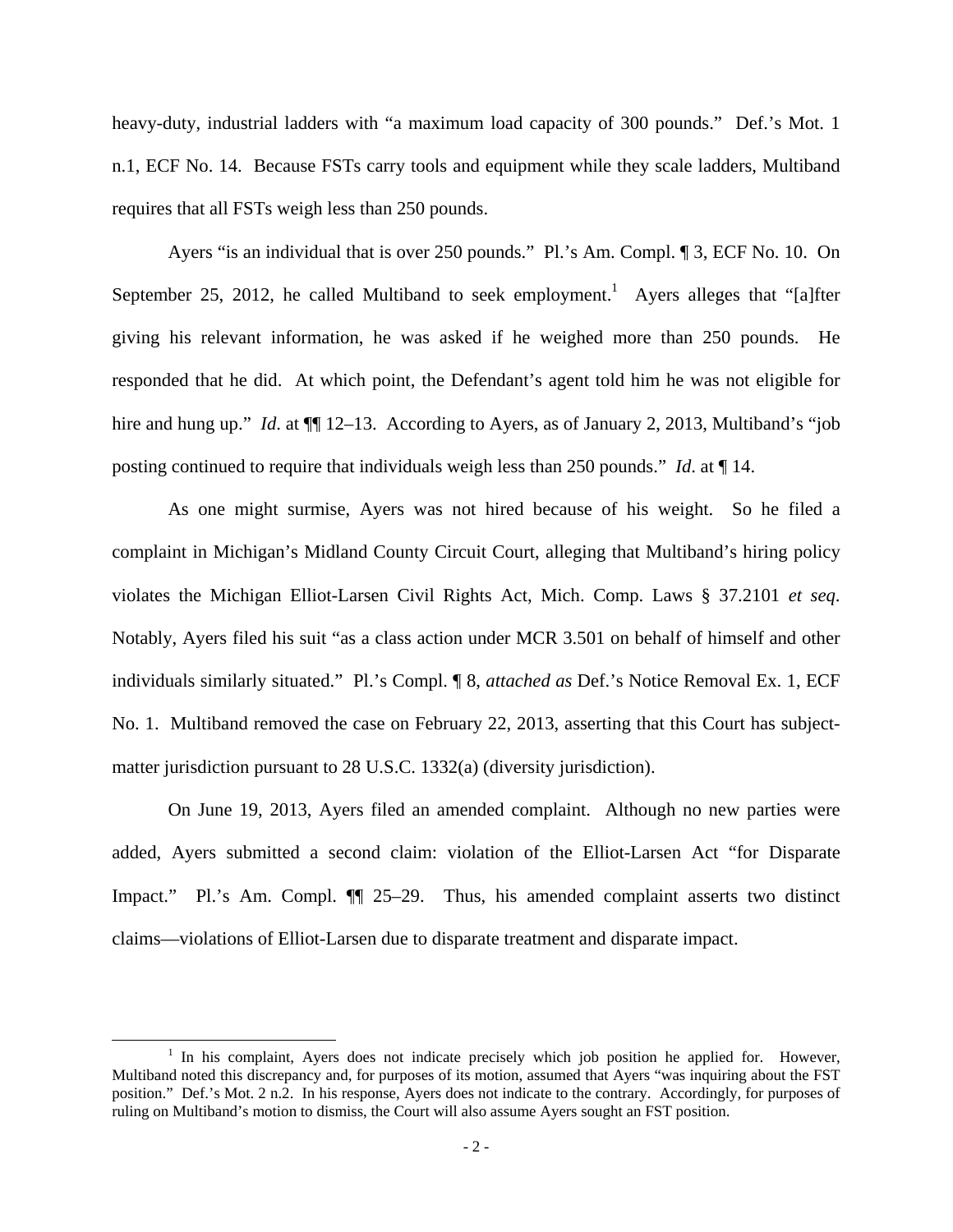heavy-duty, industrial ladders with "a maximum load capacity of 300 pounds." Def.'s Mot. 1 n.1, ECF No. 14. Because FSTs carry tools and equipment while they scale ladders, Multiband requires that all FSTs weigh less than 250 pounds.

Ayers "is an individual that is over 250 pounds." Pl.'s Am. Compl. ¶ 3, ECF No. 10. On September 25, 2012, he called Multiband to seek employment.[1] Ayers alleges that "[a]fter giving his relevant information, he was asked if he weighed more than 250 pounds. He responded that he did. At which point, the Defendant's agent told him he was not eligible for hire and hung up." *Id.* at ¶¶ 12–13. According to Ayers, as of January 2, 2013, Multiband's "job posting continued to require that individuals weigh less than 250 pounds." *Id.* at ¶ 14.

As one might surmise, Ayers was not hired because of his weight. So he filed a complaint in Michigan's Midland County Circuit Court, alleging that Multiband's hiring policy violates the Michigan Elliot-Larsen Civil Rights Act, Mich. Comp. Laws § 37.2101 *et seq*. Notably, Ayers filed his suit "as a class action under MCR 3.501 on behalf of himself and other individuals similarly situated." Pl.'s Compl. ¶ 8, *attached as* Def.'s Notice Removal Ex. 1, ECF No. 1. Multiband removed the case on February 22, 2013, asserting that this Court has subject-matter jurisdiction pursuant to 28 U.S.C. 1332(a) (diversity jurisdiction).

On June 19, 2013, Ayers filed an amended complaint. Although no new parties were added, Ayers submitted a second claim: violation of the Elliot-Larsen Act "for Disparate Impact." Pl.'s Am. Compl. ¶¶ 25–29. Thus, his amended complaint asserts two distinct claims—violations of Elliot-Larsen due to disparate treatment and disparate impact.

---

[1] In his complaint, Ayers does not indicate precisely which job position he applied for. However, Multiband noted this discrepancy and, for purposes of its motion, assumed that Ayers "was inquiring about the FST position." Def.'s Mot. 2 n.2. In his response, Ayers does not indicate to the contrary. Accordingly, for purposes of ruling on Multiband's motion to dismiss, the Court will also assume Ayers sought an FST position.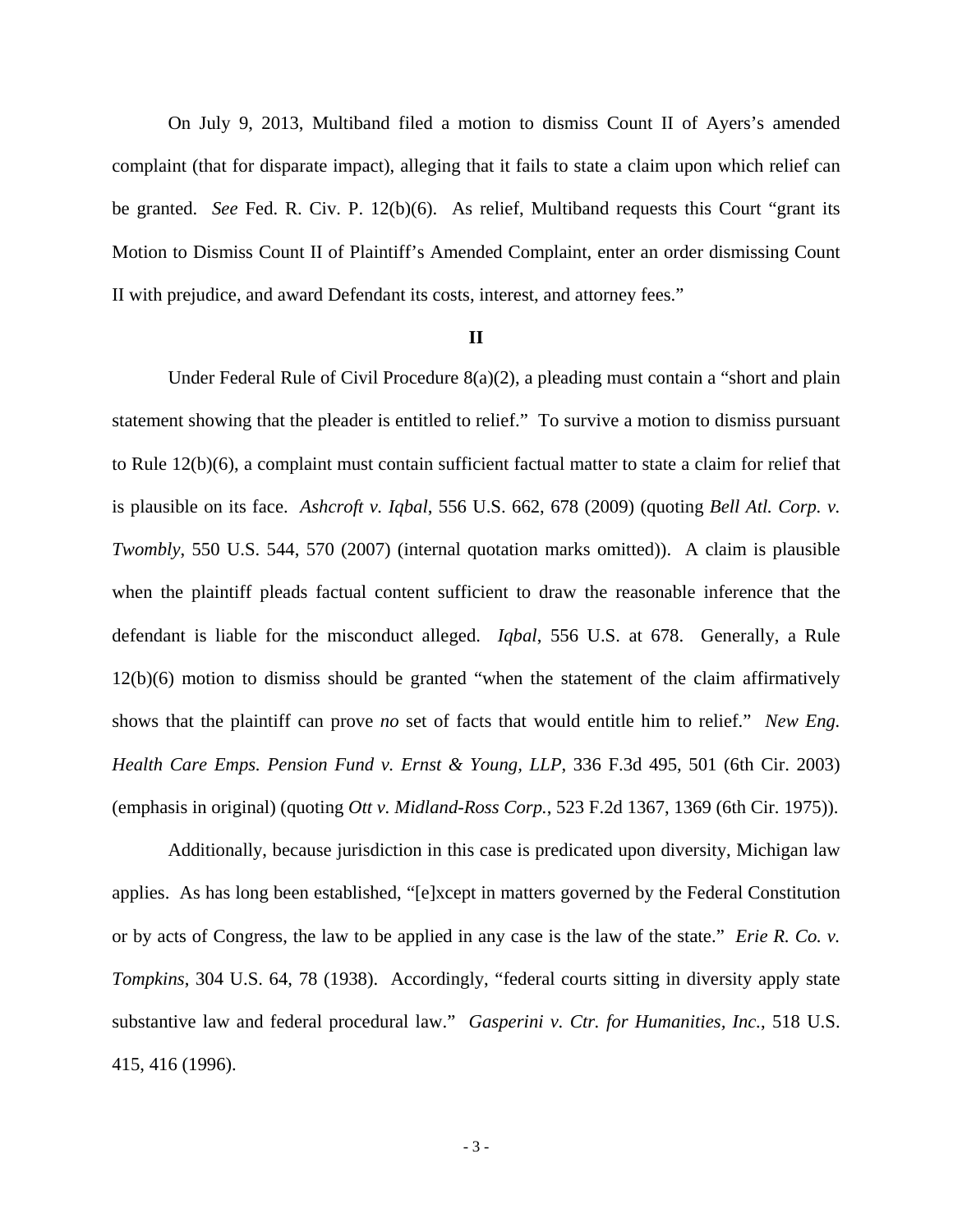On July 9, 2013, Multiband filed a motion to dismiss Count II of Ayers's amended complaint (that for disparate impact), alleging that it fails to state a claim upon which relief can be granted. *See* Fed. R. Civ. P. 12(b)(6). As relief, Multiband requests this Court "grant its Motion to Dismiss Count II of Plaintiff's Amended Complaint, enter an order dismissing Count II with prejudice, and award Defendant its costs, interest, and attorney fees."

## II

Under Federal Rule of Civil Procedure 8(a)(2), a pleading must contain a "short and plain statement showing that the pleader is entitled to relief." To survive a motion to dismiss pursuant to Rule 12(b)(6), a complaint must contain sufficient factual matter to state a claim for relief that is plausible on its face. *Ashcroft v. Iqbal*, 556 U.S. 662, 678 (2009) (quoting *Bell Atl. Corp. v. Twombly*, 550 U.S. 544, 570 (2007) (internal quotation marks omitted)). A claim is plausible when the plaintiff pleads factual content sufficient to draw the reasonable inference that the defendant is liable for the misconduct alleged. *Iqbal*, 556 U.S. at 678. Generally, a Rule 12(b)(6) motion to dismiss should be granted "when the statement of the claim affirmatively shows that the plaintiff can prove *no* set of facts that would entitle him to relief." *New Eng. Health Care Emps. Pension Fund v. Ernst & Young, LLP*, 336 F.3d 495, 501 (6th Cir. 2003) (emphasis in original) (quoting *Ott v. Midland-Ross Corp.*, 523 F.2d 1367, 1369 (6th Cir. 1975)).

Additionally, because jurisdiction in this case is predicated upon diversity, Michigan law applies. As has long been established, "[e]xcept in matters governed by the Federal Constitution or by acts of Congress, the law to be applied in any case is the law of the state." *Erie R. Co. v. Tompkins*, 304 U.S. 64, 78 (1938). Accordingly, "federal courts sitting in diversity apply state substantive law and federal procedural law." *Gasperini v. Ctr. for Humanities, Inc.*, 518 U.S. 415, 416 (1996).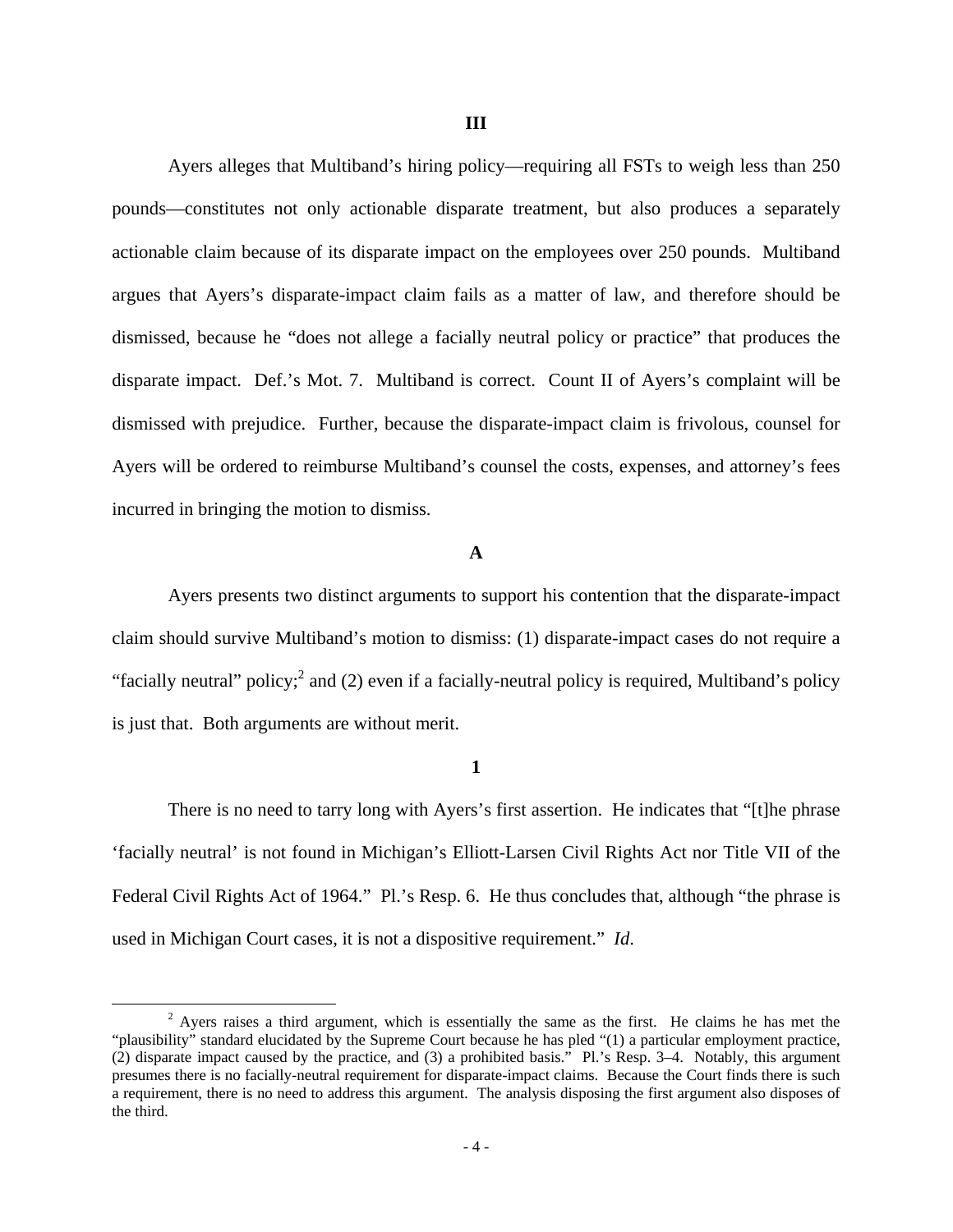### III

Ayers alleges that Multiband's hiring policy—requiring all FSTs to weigh less than 250 pounds—constitutes not only actionable disparate treatment, but also produces a separately actionable claim because of its disparate impact on the employees over 250 pounds. Multiband argues that Ayers's disparate-impact claim fails as a matter of law, and therefore should be dismissed, because he "does not allege a facially neutral policy or practice" that produces the disparate impact. Def.'s Mot. 7. Multiband is correct. Count II of Ayers's complaint will be dismissed with prejudice. Further, because the disparate-impact claim is frivolous, counsel for Ayers will be ordered to reimburse Multiband's counsel the costs, expenses, and attorney's fees incurred in bringing the motion to dismiss.

#### A

Ayers presents two distinct arguments to support his contention that the disparate-impact claim should survive Multiband's motion to dismiss: (1) disparate-impact cases do not require a "facially neutral" policy;[2] and (2) even if a facially-neutral policy is required, Multiband's policy is just that. Both arguments are without merit.

##### 1

There is no need to tarry long with Ayers's first assertion. He indicates that "[t]he phrase 'facially neutral' is not found in Michigan's Elliott-Larsen Civil Rights Act nor Title VII of the Federal Civil Rights Act of 1964." Pl.'s Resp. 6. He thus concludes that, although "the phrase is used in Michigan Court cases, it is not a dispositive requirement." *Id*.

---

[2] Ayers raises a third argument, which is essentially the same as the first. He claims he has met the "plausibility" standard elucidated by the Supreme Court because he has pled "(1) a particular employment practice, (2) disparate impact caused by the practice, and (3) a prohibited basis." Pl.'s Resp. 3–4. Notably, this argument presumes there is no facially-neutral requirement for disparate-impact claims. Because the Court finds there is such a requirement, there is no need to address this argument. The analysis disposing the first argument also disposes of the third.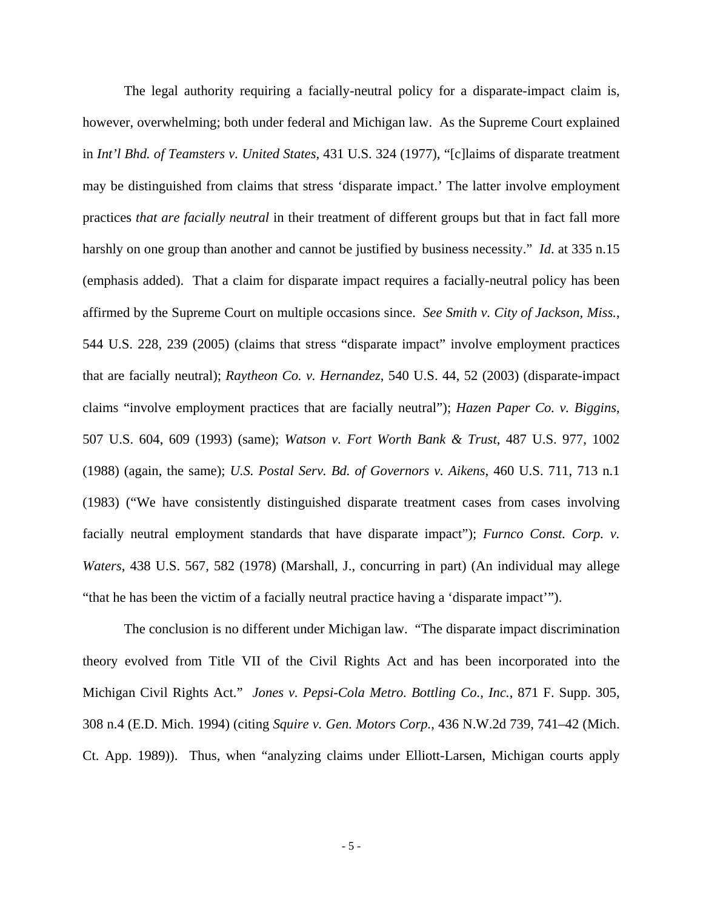The legal authority requiring a facially-neutral policy for a disparate-impact claim is, however, overwhelming; both under federal and Michigan law. As the Supreme Court explained in *Int'l Bhd. of Teamsters v. United States*, 431 U.S. 324 (1977), "[c]laims of disparate treatment may be distinguished from claims that stress 'disparate impact.' The latter involve employment practices *that are facially neutral* in their treatment of different groups but that in fact fall more harshly on one group than another and cannot be justified by business necessity." *Id*. at 335 n.15 (emphasis added). That a claim for disparate impact requires a facially-neutral policy has been affirmed by the Supreme Court on multiple occasions since. *See Smith v. City of Jackson, Miss.*, 544 U.S. 228, 239 (2005) (claims that stress "disparate impact" involve employment practices that are facially neutral); *Raytheon Co. v. Hernandez,* 540 U.S. 44, 52 (2003) (disparate-impact claims "involve employment practices that are facially neutral"); *Hazen Paper Co. v. Biggins*, 507 U.S. 604, 609 (1993) (same); *Watson v. Fort Worth Bank & Trust*, 487 U.S. 977, 1002 (1988) (again, the same); *U.S. Postal Serv. Bd. of Governors v. Aikens*, 460 U.S. 711, 713 n.1 (1983) ("We have consistently distinguished disparate treatment cases from cases involving facially neutral employment standards that have disparate impact"); *Furnco Const. Corp. v. Waters*, 438 U.S. 567, 582 (1978) (Marshall, J., concurring in part) (An individual may allege "that he has been the victim of a facially neutral practice having a 'disparate impact'").

The conclusion is no different under Michigan law. "The disparate impact discrimination theory evolved from Title VII of the Civil Rights Act and has been incorporated into the Michigan Civil Rights Act." *Jones v. Pepsi-Cola Metro. Bottling Co., Inc.*, 871 F. Supp. 305, 308 n.4 (E.D. Mich. 1994) (citing *Squire v. Gen. Motors Corp.*, 436 N.W.2d 739, 741–42 (Mich. Ct. App. 1989)). Thus, when "analyzing claims under Elliott-Larsen, Michigan courts apply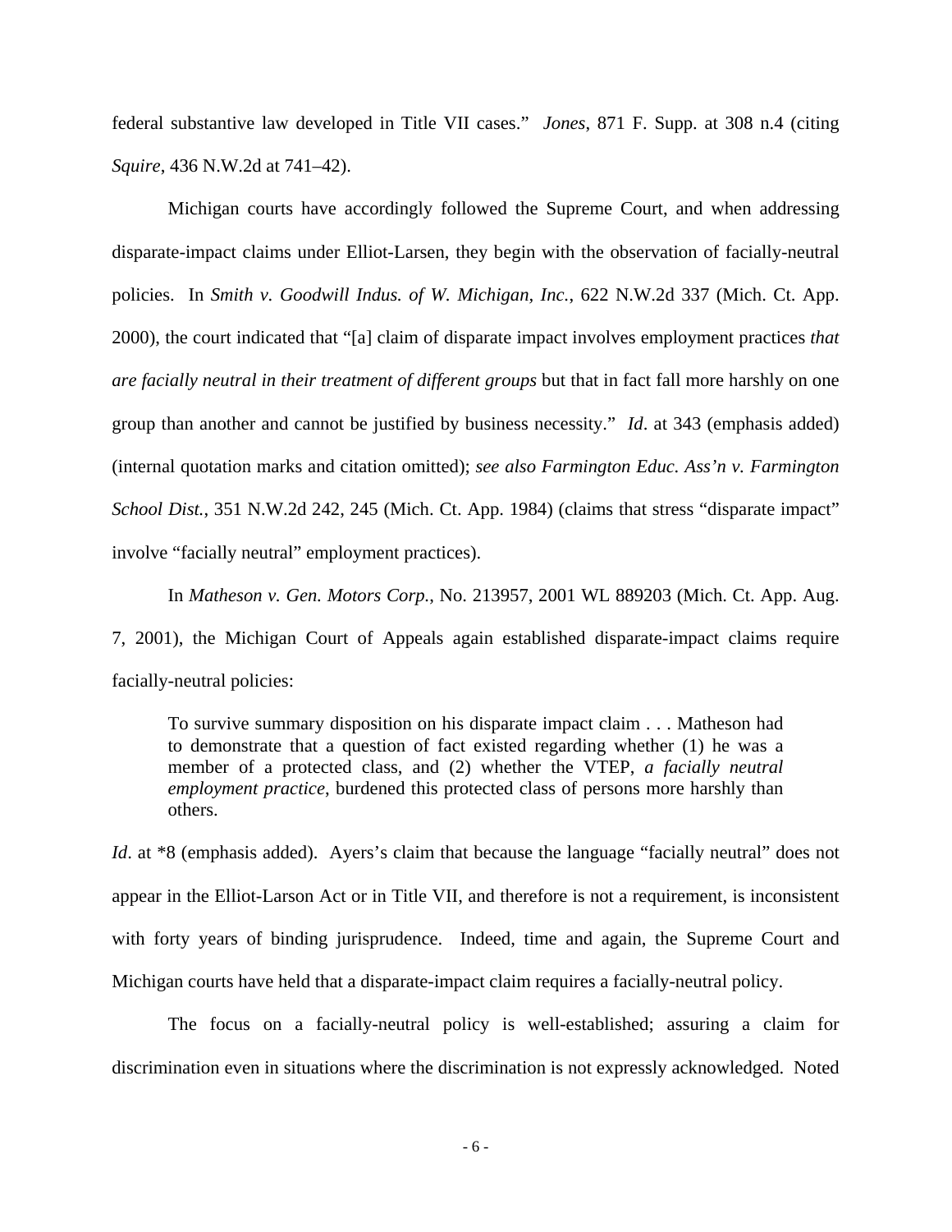federal substantive law developed in Title VII cases." *Jones*, 871 F. Supp. at 308 n.4 (citing *Squire*, 436 N.W.2d at 741–42).

Michigan courts have accordingly followed the Supreme Court, and when addressing disparate-impact claims under Elliot-Larsen, they begin with the observation of facially-neutral policies. In *Smith v. Goodwill Indus. of W. Michigan, Inc.*, 622 N.W.2d 337 (Mich. Ct. App. 2000), the court indicated that "[a] claim of disparate impact involves employment practices *that are facially neutral in their treatment of different groups* but that in fact fall more harshly on one group than another and cannot be justified by business necessity." *Id*. at 343 (emphasis added) (internal quotation marks and citation omitted); *see also Farmington Educ. Ass'n v. Farmington School Dist.*, 351 N.W.2d 242, 245 (Mich. Ct. App. 1984) (claims that stress "disparate impact" involve "facially neutral" employment practices).

In *Matheson v. Gen. Motors Corp.*, No. 213957, 2001 WL 889203 (Mich. Ct. App. Aug. 7, 2001), the Michigan Court of Appeals again established disparate-impact claims require facially-neutral policies:

> To survive summary disposition on his disparate impact claim . . . Matheson had to demonstrate that a question of fact existed regarding whether (1) he was a member of a protected class, and (2) whether the VTEP, *a facially neutral employment practice*, burdened this protected class of persons more harshly than others.

*Id*. at *8 (emphasis added). Ayers's claim that because the language "facially neutral" does not appear in the Elliot-Larson Act or in Title VII, and therefore is not a requirement, is inconsistent with forty years of binding jurisprudence. Indeed, time and again, the Supreme Court and Michigan courts have held that a disparate-impact claim requires a facially-neutral policy.

The focus on a facially-neutral policy is well-established; assuring a claim for discrimination even in situations where the discrimination is not expressly acknowledged. Noted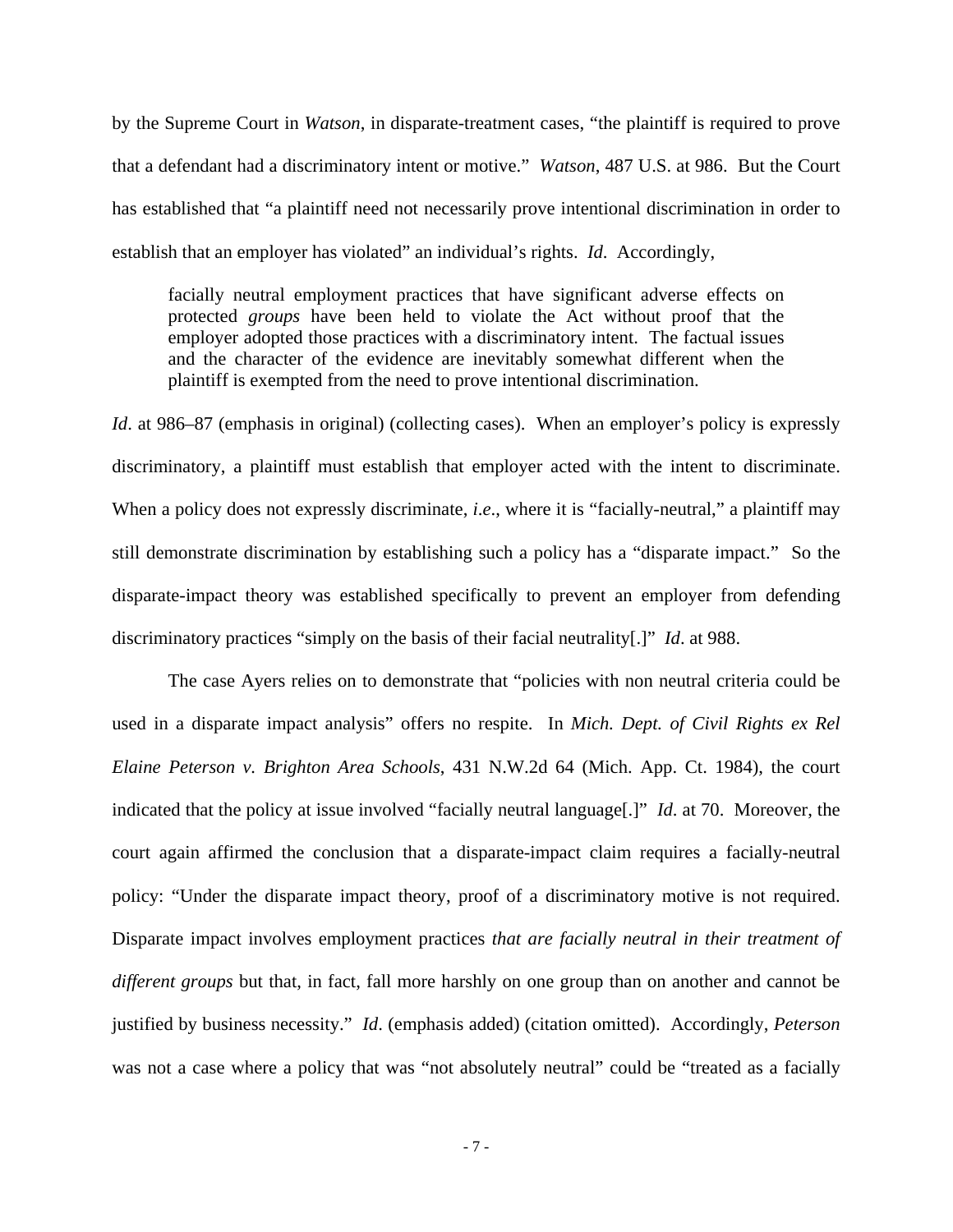by the Supreme Court in *Watson*, in disparate-treatment cases, "the plaintiff is required to prove that a defendant had a discriminatory intent or motive." *Watson*, 487 U.S. at 986. But the Court has established that "a plaintiff need not necessarily prove intentional discrimination in order to establish that an employer has violated" an individual's rights. *Id*. Accordingly,

> facially neutral employment practices that have significant adverse effects on protected *groups* have been held to violate the Act without proof that the employer adopted those practices with a discriminatory intent. The factual issues and the character of the evidence are inevitably somewhat different when the plaintiff is exempted from the need to prove intentional discrimination.

*Id*. at 986–87 (emphasis in original) (collecting cases). When an employer's policy is expressly discriminatory, a plaintiff must establish that employer acted with the intent to discriminate. When a policy does not expressly discriminate, *i.e*., where it is "facially-neutral," a plaintiff may still demonstrate discrimination by establishing such a policy has a "disparate impact." So the disparate-impact theory was established specifically to prevent an employer from defending discriminatory practices "simply on the basis of their facial neutrality[.]" *Id*. at 988.

The case Ayers relies on to demonstrate that "policies with non neutral criteria could be used in a disparate impact analysis" offers no respite. In *Mich. Dept. of Civil Rights ex Rel Elaine Peterson v. Brighton Area Schools*, 431 N.W.2d 64 (Mich. App. Ct. 1984), the court indicated that the policy at issue involved "facially neutral language[.]" *Id*. at 70. Moreover, the court again affirmed the conclusion that a disparate-impact claim requires a facially-neutral policy: "Under the disparate impact theory, proof of a discriminatory motive is not required. Disparate impact involves employment practices *that are facially neutral in their treatment of different groups* but that, in fact, fall more harshly on one group than on another and cannot be justified by business necessity." *Id*. (emphasis added) (citation omitted). Accordingly, *Peterson* was not a case where a policy that was "not absolutely neutral" could be "treated as a facially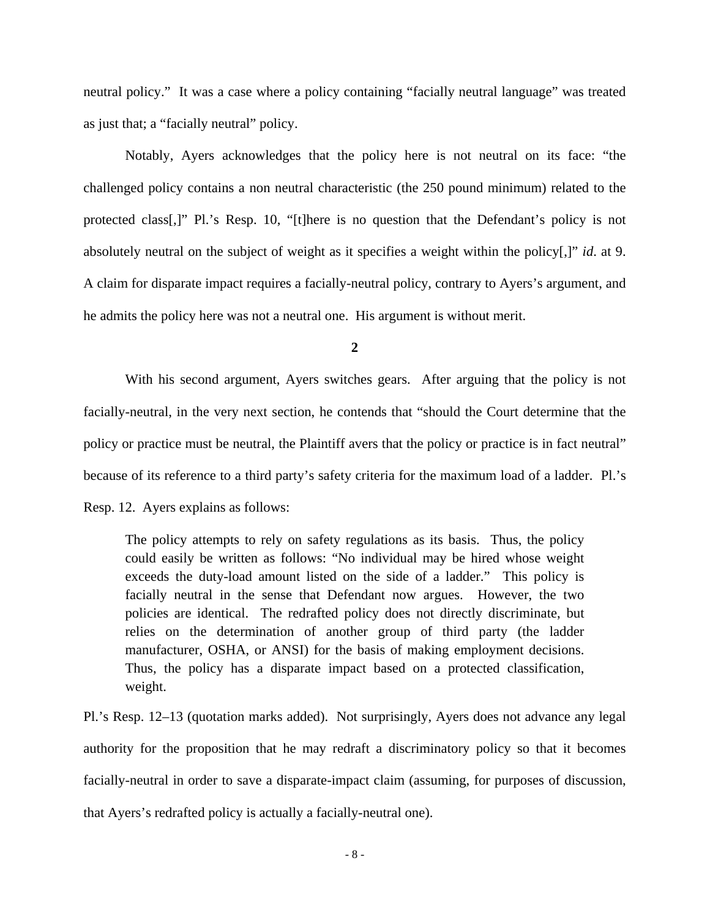neutral policy." It was a case where a policy containing "facially neutral language" was treated as just that; a "facially neutral" policy.

Notably, Ayers acknowledges that the policy here is not neutral on its face: "the challenged policy contains a non neutral characteristic (the 250 pound minimum) related to the protected class[,]" Pl.'s Resp. 10, "[t]here is no question that the Defendant's policy is not absolutely neutral on the subject of weight as it specifies a weight within the policy[,]" *id.* at 9. A claim for disparate impact requires a facially-neutral policy, contrary to Ayers's argument, and he admits the policy here was not a neutral one. His argument is without merit.

**2**

With his second argument, Ayers switches gears. After arguing that the policy is not facially-neutral, in the very next section, he contends that "should the Court determine that the policy or practice must be neutral, the Plaintiff avers that the policy or practice is in fact neutral" because of its reference to a third party's safety criteria for the maximum load of a ladder. Pl.'s Resp. 12. Ayers explains as follows:

> The policy attempts to rely on safety regulations as its basis. Thus, the policy could easily be written as follows: "No individual may be hired whose weight exceeds the duty-load amount listed on the side of a ladder." This policy is facially neutral in the sense that Defendant now argues. However, the two policies are identical. The redrafted policy does not directly discriminate, but relies on the determination of another group of third party (the ladder manufacturer, OSHA, or ANSI) for the basis of making employment decisions. Thus, the policy has a disparate impact based on a protected classification, weight.

Pl.'s Resp. 12–13 (quotation marks added). Not surprisingly, Ayers does not advance any legal authority for the proposition that he may redraft a discriminatory policy so that it becomes facially-neutral in order to save a disparate-impact claim (assuming, for purposes of discussion, that Ayers's redrafted policy is actually a facially-neutral one).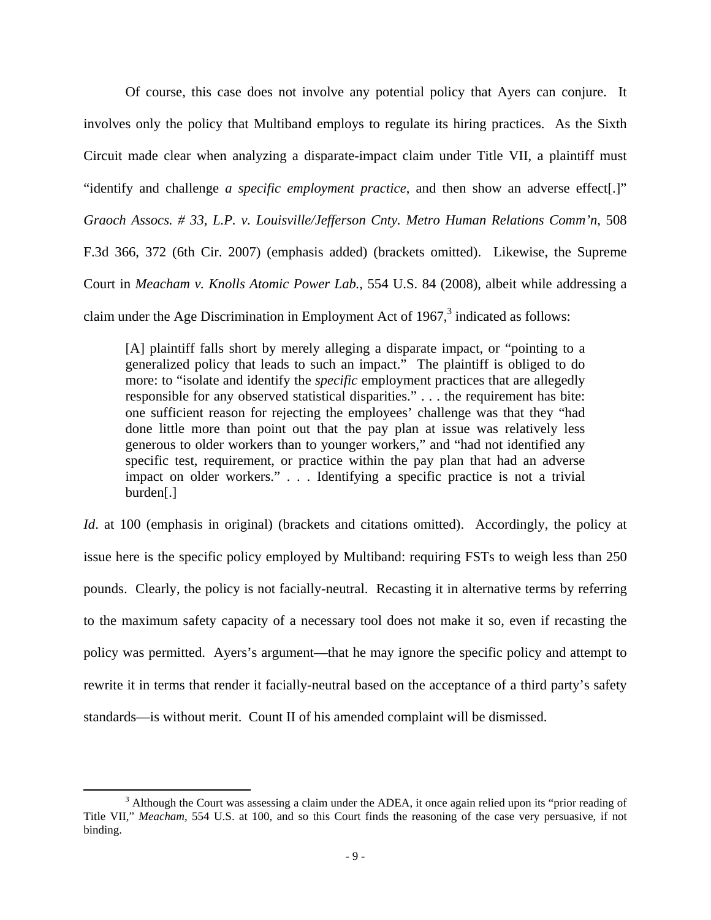Of course, this case does not involve any potential policy that Ayers can conjure. It involves only the policy that Multiband employs to regulate its hiring practices. As the Sixth Circuit made clear when analyzing a disparate-impact claim under Title VII, a plaintiff must "identify and challenge *a specific employment practice*, and then show an adverse effect[.]" *Graoch Assocs. # 33, L.P. v. Louisville/Jefferson Cnty. Metro Human Relations Comm'n*, 508 F.3d 366, 372 (6th Cir. 2007) (emphasis added) (brackets omitted). Likewise, the Supreme Court in *Meacham v. Knolls Atomic Power Lab.*, 554 U.S. 84 (2008), albeit while addressing a claim under the Age Discrimination in Employment Act of 1967,[3] indicated as follows:

> [A] plaintiff falls short by merely alleging a disparate impact, or "pointing to a generalized policy that leads to such an impact." The plaintiff is obliged to do more: to "isolate and identify the *specific* employment practices that are allegedly responsible for any observed statistical disparities." . . . the requirement has bite: one sufficient reason for rejecting the employees' challenge was that they "had done little more than point out that the pay plan at issue was relatively less generous to older workers than to younger workers," and "had not identified any specific test, requirement, or practice within the pay plan that had an adverse impact on older workers." . . . Identifying a specific practice is not a trivial burden[.]

*Id*. at 100 (emphasis in original) (brackets and citations omitted). Accordingly, the policy at issue here is the specific policy employed by Multiband: requiring FSTs to weigh less than 250 pounds. Clearly, the policy is not facially-neutral. Recasting it in alternative terms by referring to the maximum safety capacity of a necessary tool does not make it so, even if recasting the policy was permitted. Ayers's argument—that he may ignore the specific policy and attempt to rewrite it in terms that render it facially-neutral based on the acceptance of a third party's safety standards—is without merit. Count II of his amended complaint will be dismissed.

[3] Although the Court was assessing a claim under the ADEA, it once again relied upon its "prior reading of Title VII," *Meacham*, 554 U.S. at 100, and so this Court finds the reasoning of the case very persuasive, if not binding.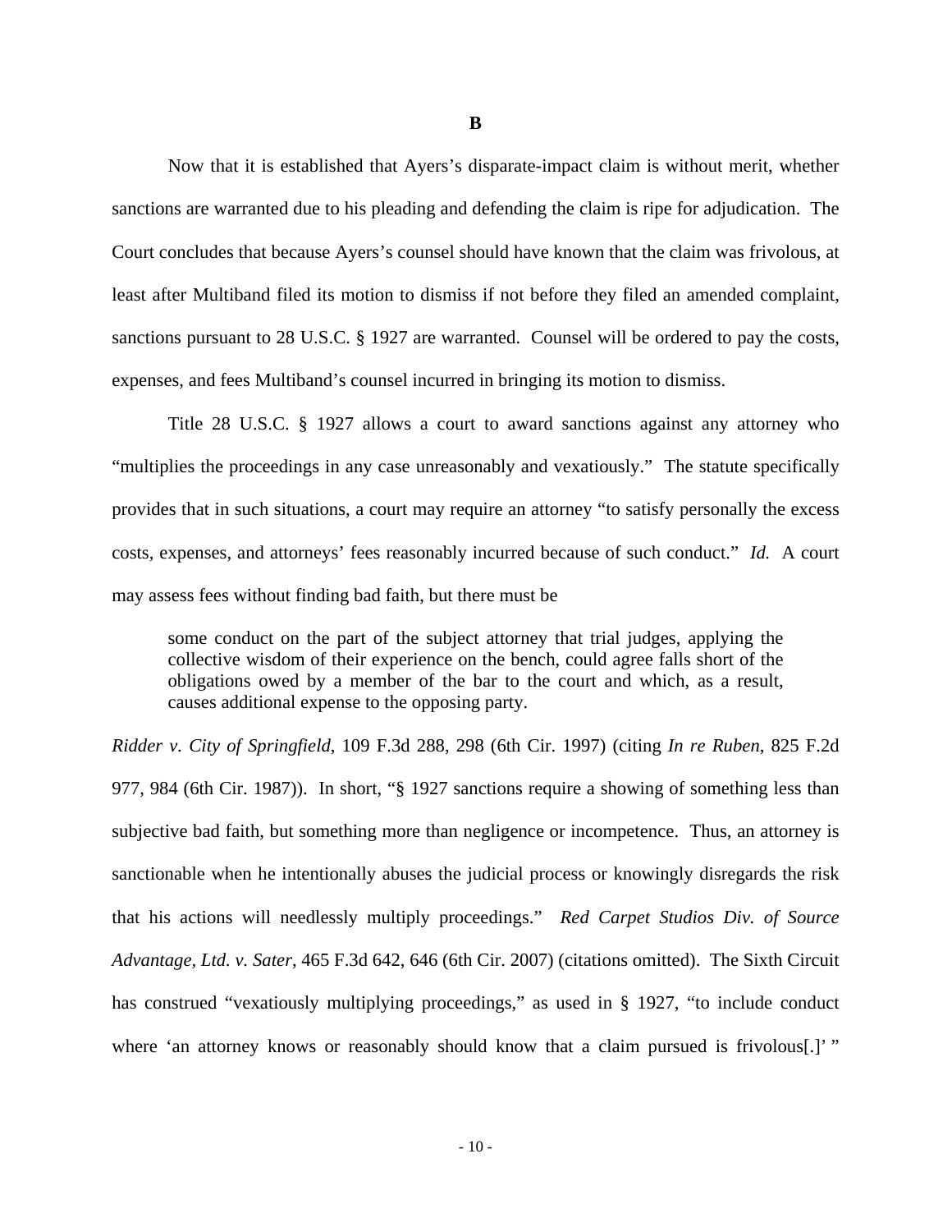**B**

Now that it is established that Ayers's disparate-impact claim is without merit, whether sanctions are warranted due to his pleading and defending the claim is ripe for adjudication. The Court concludes that because Ayers's counsel should have known that the claim was frivolous, at least after Multiband filed its motion to dismiss if not before they filed an amended complaint, sanctions pursuant to 28 U.S.C. § 1927 are warranted. Counsel will be ordered to pay the costs, expenses, and fees Multiband's counsel incurred in bringing its motion to dismiss.

Title 28 U.S.C. § 1927 allows a court to award sanctions against any attorney who "multiplies the proceedings in any case unreasonably and vexatiously." The statute specifically provides that in such situations, a court may require an attorney "to satisfy personally the excess costs, expenses, and attorneys' fees reasonably incurred because of such conduct." *Id.* A court may assess fees without finding bad faith, but there must be

> some conduct on the part of the subject attorney that trial judges, applying the collective wisdom of their experience on the bench, could agree falls short of the obligations owed by a member of the bar to the court and which, as a result, causes additional expense to the opposing party.

*Ridder v. City of Springfield*, 109 F.3d 288, 298 (6th Cir. 1997) (citing *In re Ruben*, 825 F.2d 977, 984 (6th Cir. 1987)). In short, "§ 1927 sanctions require a showing of something less than subjective bad faith, but something more than negligence or incompetence. Thus, an attorney is sanctionable when he intentionally abuses the judicial process or knowingly disregards the risk that his actions will needlessly multiply proceedings." *Red Carpet Studios Div. of Source Advantage, Ltd. v. Sater*, 465 F.3d 642, 646 (6th Cir. 2007) (citations omitted). The Sixth Circuit has construed "vexatiously multiplying proceedings," as used in § 1927, "to include conduct where 'an attorney knows or reasonably should know that a claim pursued is frivolous[.]' "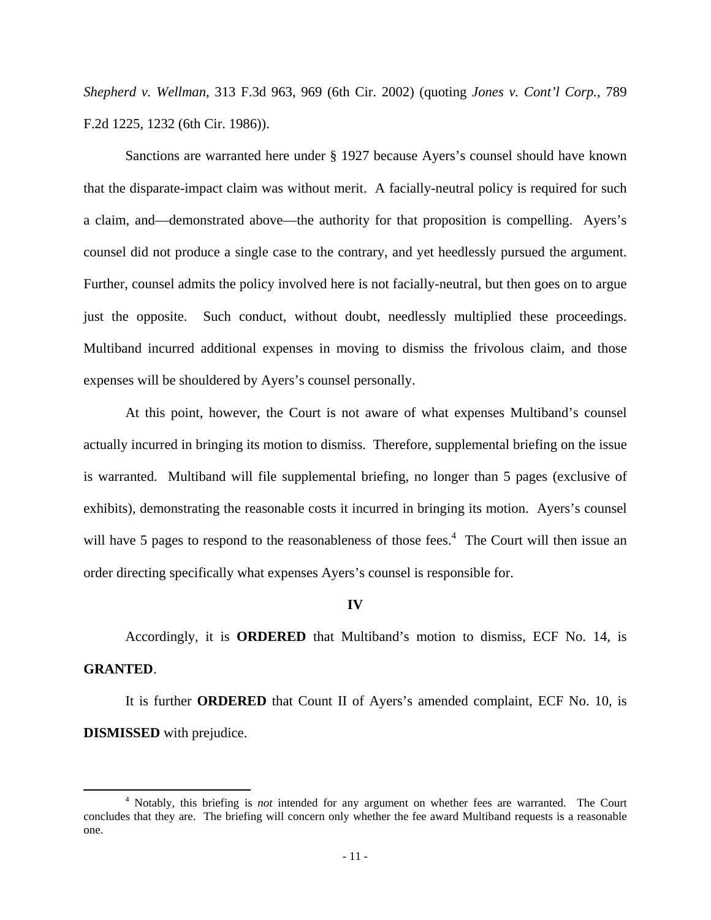*Shepherd v. Wellman*, 313 F.3d 963, 969 (6th Cir. 2002) (quoting *Jones v. Cont'l Corp.*, 789 F.2d 1225, 1232 (6th Cir. 1986)).

Sanctions are warranted here under § 1927 because Ayers's counsel should have known that the disparate-impact claim was without merit. A facially-neutral policy is required for such a claim, and—demonstrated above—the authority for that proposition is compelling. Ayers's counsel did not produce a single case to the contrary, and yet heedlessly pursued the argument. Further, counsel admits the policy involved here is not facially-neutral, but then goes on to argue just the opposite. Such conduct, without doubt, needlessly multiplied these proceedings. Multiband incurred additional expenses in moving to dismiss the frivolous claim, and those expenses will be shouldered by Ayers's counsel personally.

At this point, however, the Court is not aware of what expenses Multiband's counsel actually incurred in bringing its motion to dismiss. Therefore, supplemental briefing on the issue is warranted. Multiband will file supplemental briefing, no longer than 5 pages (exclusive of exhibits), demonstrating the reasonable costs it incurred in bringing its motion. Ayers's counsel will have 5 pages to respond to the reasonableness of those fees.[4] The Court will then issue an order directing specifically what expenses Ayers's counsel is responsible for.

## IV

Accordingly, it is **ORDERED** that Multiband's motion to dismiss, ECF No. 14, is **GRANTED**.

It is further **ORDERED** that Count II of Ayers's amended complaint, ECF No. 10, is **DISMISSED** with prejudice.

---

[4] Notably, this briefing is *not* intended for any argument on whether fees are warranted. The Court concludes that they are. The briefing will concern only whether the fee award Multiband requests is a reasonable one.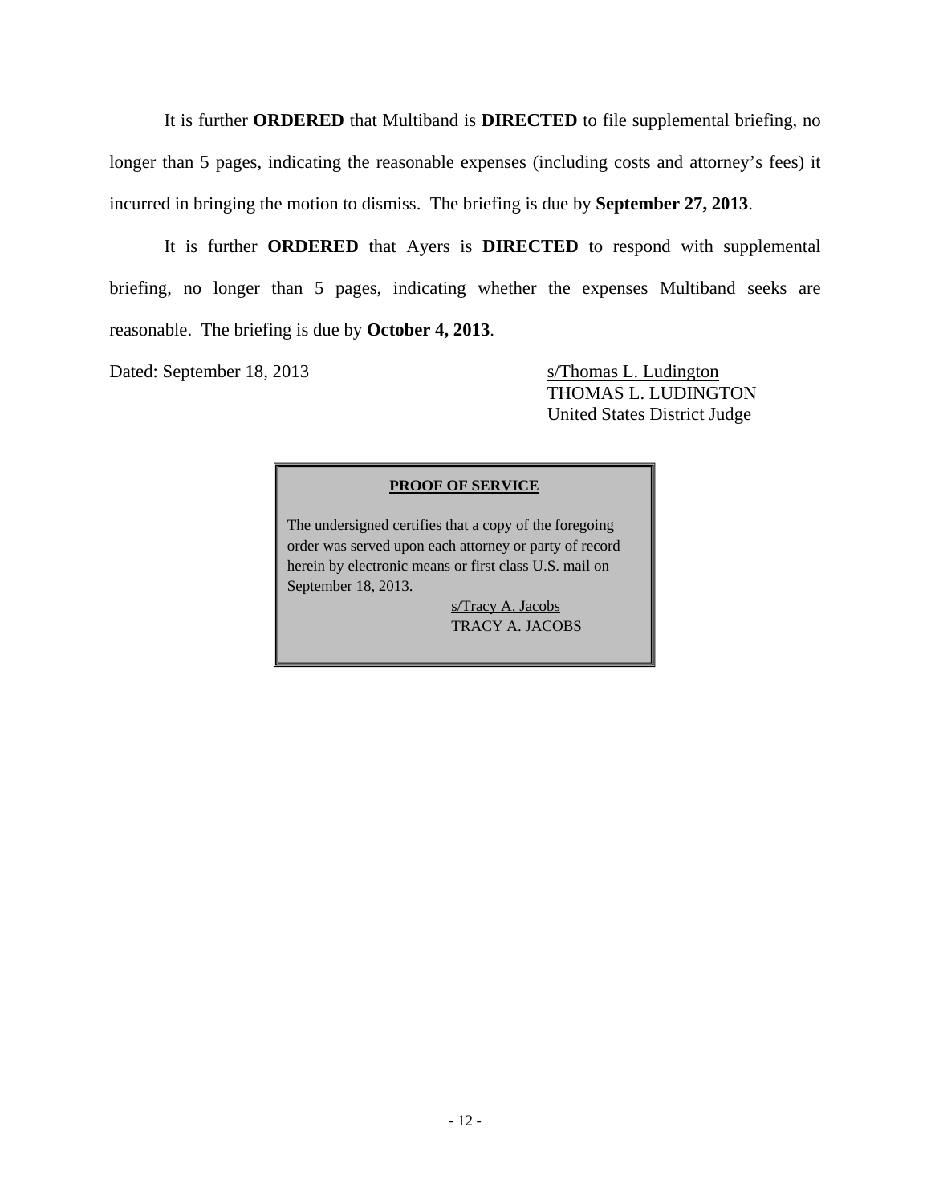It is further **ORDERED** that Multiband is **DIRECTED** to file supplemental briefing, no longer than 5 pages, indicating the reasonable expenses (including costs and attorney's fees) it incurred in bringing the motion to dismiss. The briefing is due by **September 27, 2013**.

It is further **ORDERED** that Ayers is **DIRECTED** to respond with supplemental briefing, no longer than 5 pages, indicating whether the expenses Multiband seeks are reasonable. The briefing is due by **October 4, 2013**.

Dated: September 18, 2013

s/Thomas L. Ludington
THOMAS L. LUDINGTON
United States District Judge

**PROOF OF SERVICE**

The undersigned certifies that a copy of the foregoing order was served upon each attorney or party of record herein by electronic means or first class U.S. mail on September 18, 2013.

s/Tracy A. Jacobs
TRACY A. JACOBS